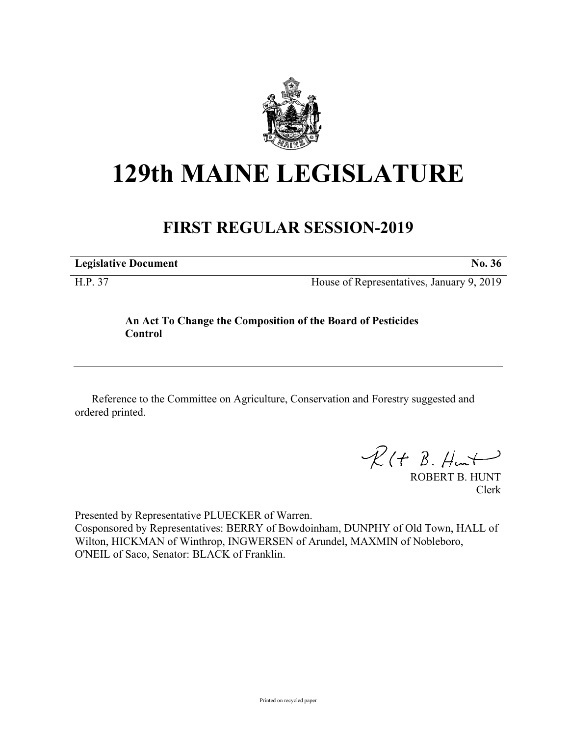# 129th MAINE LEGISLATURE

## FIRST REGULAR SESSION-2019

**Legislative Document** **No. 36**

H.P. 37 House of Representatives, January 9, 2019

**An Act To Change the Composition of the Board of Pesticides Control**

Reference to the Committee on Agriculture, Conservation and Forestry suggested and ordered printed.

ROBERT B. HUNT
Clerk

Presented by Representative PLUECKER of Warren.
Cosponsored by Representatives: BERRY of Bowdoinham, DUNPHY of Old Town, HALL of Wilton, HICKMAN of Winthrop, INGWERSEN of Arundel, MAXMIN of Nobleboro, O'NEIL of Saco, Senator: BLACK of Franklin.

Printed on recycled paper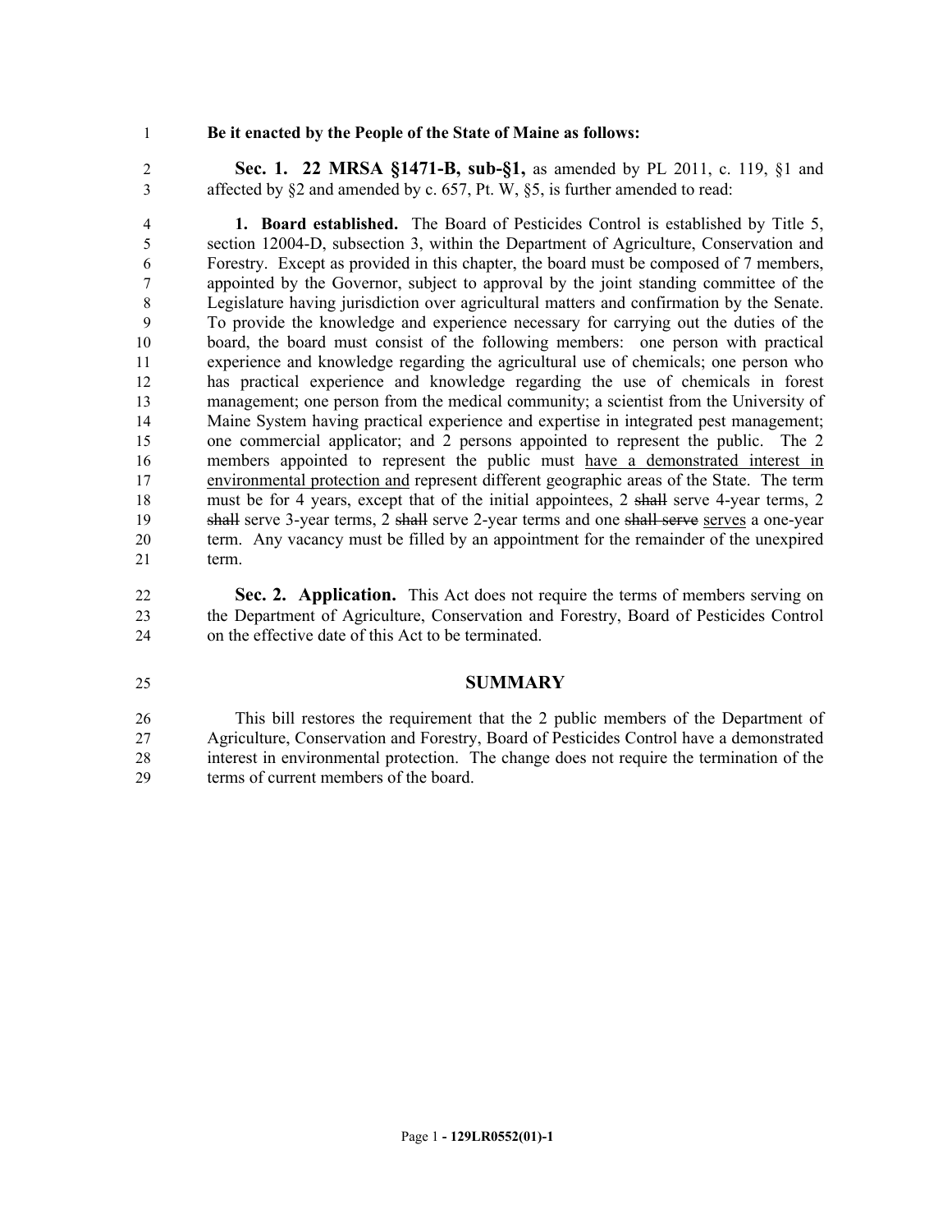**Be it enacted by the People of the State of Maine as follows:**

**Sec. 1. 22 MRSA §1471-B, sub-§1,** as amended by PL 2011, c. 119, §1 and affected by §2 and amended by c. 657, Pt. W, §5, is further amended to read:

**1. Board established.** The Board of Pesticides Control is established by Title 5, section 12004-D, subsection 3, within the Department of Agriculture, Conservation and Forestry. Except as provided in this chapter, the board must be composed of 7 members, appointed by the Governor, subject to approval by the joint standing committee of the Legislature having jurisdiction over agricultural matters and confirmation by the Senate. To provide the knowledge and experience necessary for carrying out the duties of the board, the board must consist of the following members: one person with practical experience and knowledge regarding the agricultural use of chemicals; one person who has practical experience and knowledge regarding the use of chemicals in forest management; one person from the medical community; a scientist from the University of Maine System having practical experience and expertise in integrated pest management; one commercial applicator; and 2 persons appointed to represent the public. The 2 members appointed to represent the public must <u>have a demonstrated interest in environmental protection and</u> represent different geographic areas of the State. The term must be for 4 years, except that of the initial appointees, 2 ~~shall~~ serve 4-year terms, 2 ~~shall~~ serve 3-year terms, 2 ~~shall~~ serve 2-year terms and one ~~shall serve~~ <u>serves</u> a one-year term. Any vacancy must be filled by an appointment for the remainder of the unexpired term.

**Sec. 2. Application.** This Act does not require the terms of members serving on the Department of Agriculture, Conservation and Forestry, Board of Pesticides Control on the effective date of this Act to be terminated.

## SUMMARY

This bill restores the requirement that the 2 public members of the Department of Agriculture, Conservation and Forestry, Board of Pesticides Control have a demonstrated interest in environmental protection. The change does not require the termination of the terms of current members of the board.